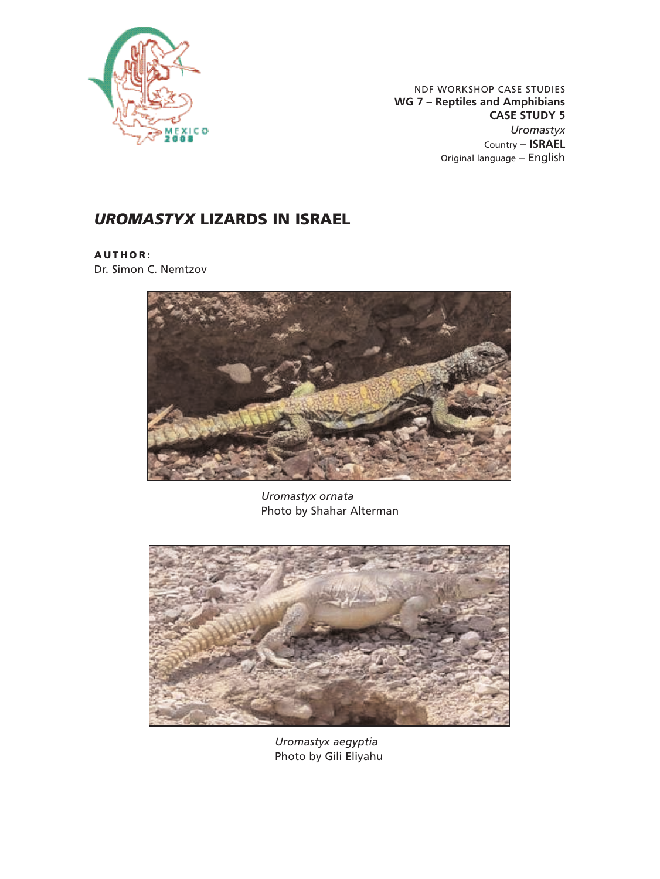NDF WORKSHOP CASE STUDIES
**WG 7 – Reptiles and Amphibians**
**CASE STUDY 5**
*Uromastyx*
Country – **ISRAEL**
Original language – English

# *UROMASTYX* LIZARDS IN ISRAEL

**AUTHOR:**
Dr. Simon C. Nemtzov

*Uromastyx ornata*
Photo by Shahar Alterman

*Uromastyx aegyptia*
Photo by Gili Eliyahu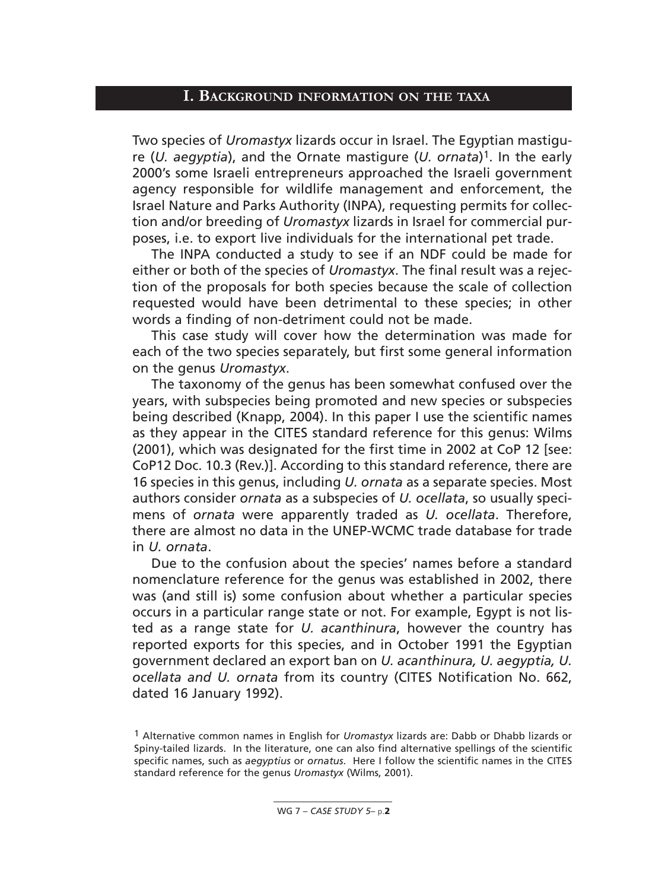## I. Background information on the taxa

Two species of *Uromastyx* lizards occur in Israel. The Egyptian mastigure (*U. aegyptia*), and the Ornate mastigure (*U. ornata*)[1]. In the early 2000's some Israeli entrepreneurs approached the Israeli government agency responsible for wildlife management and enforcement, the Israel Nature and Parks Authority (INPA), requesting permits for collection and/or breeding of *Uromastyx* lizards in Israel for commercial purposes, i.e. to export live individuals for the international pet trade.

The INPA conducted a study to see if an NDF could be made for either or both of the species of *Uromastyx*. The final result was a rejection of the proposals for both species because the scale of collection requested would have been detrimental to these species; in other words a finding of non-detriment could not be made.

This case study will cover how the determination was made for each of the two species separately, but first some general information on the genus *Uromastyx*.

The taxonomy of the genus has been somewhat confused over the years, with subspecies being promoted and new species or subspecies being described (Knapp, 2004). In this paper I use the scientific names as they appear in the CITES standard reference for this genus: Wilms (2001), which was designated for the first time in 2002 at CoP 12 [see: CoP12 Doc. 10.3 (Rev.)]. According to this standard reference, there are 16 species in this genus, including *U. ornata* as a separate species. Most authors consider *ornata* as a subspecies of *U. ocellata*, so usually specimens of *ornata* were apparently traded as *U. ocellata*. Therefore, there are almost no data in the UNEP-WCMC trade database for trade in *U. ornata*.

Due to the confusion about the species' names before a standard nomenclature reference for the genus was established in 2002, there was (and still is) some confusion about whether a particular species occurs in a particular range state or not. For example, Egypt is not listed as a range state for *U. acanthinura*, however the country has reported exports for this species, and in October 1991 the Egyptian government declared an export ban on *U. acanthinura, U. aegyptia, U. ocellata and U. ornata* from its country (CITES Notification No. 662, dated 16 January 1992).

[1] Alternative common names in English for *Uromastyx* lizards are: Dabb or Dhabb lizards or Spiny-tailed lizards. In the literature, one can also find alternative spellings of the scientific specific names, such as *aegyptius* or *ornatus*. Here I follow the scientific names in the CITES standard reference for the genus *Uromastyx* (Wilms, 2001).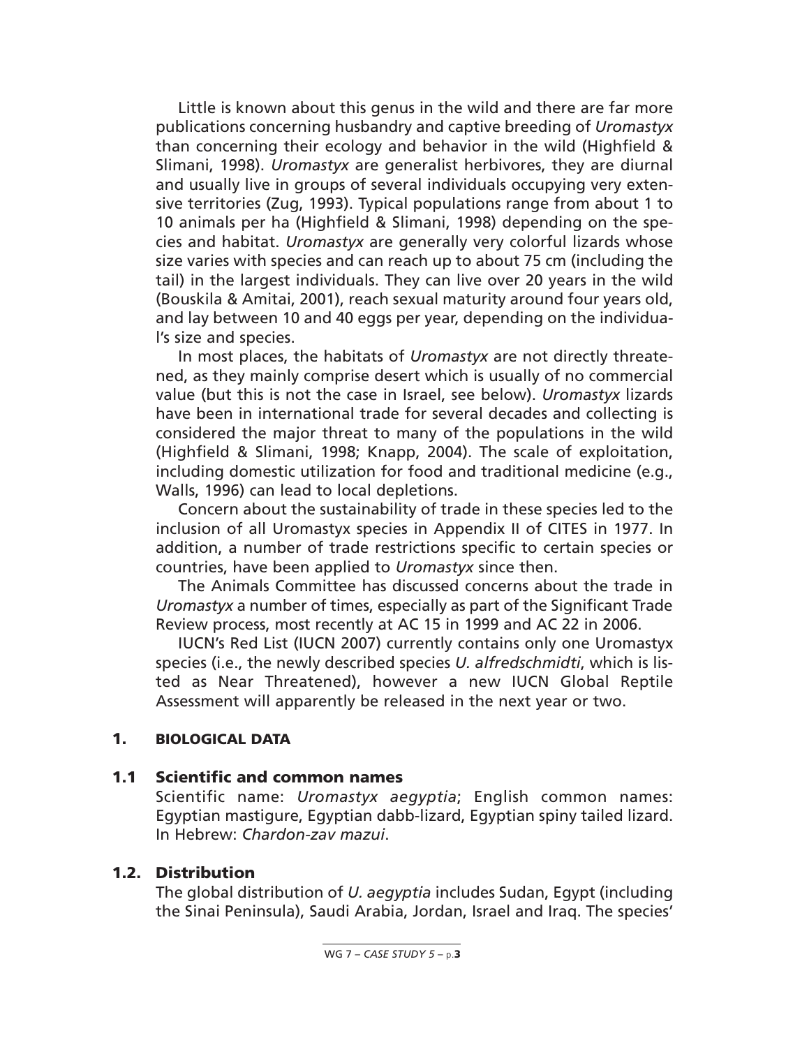Little is known about this genus in the wild and there are far more publications concerning husbandry and captive breeding of *Uromastyx* than concerning their ecology and behavior in the wild (Highfield & Slimani, 1998). *Uromastyx* are generalist herbivores, they are diurnal and usually live in groups of several individuals occupying very extensive territories (Zug, 1993). Typical populations range from about 1 to 10 animals per ha (Highfield & Slimani, 1998) depending on the species and habitat. *Uromastyx* are generally very colorful lizards whose size varies with species and can reach up to about 75 cm (including the tail) in the largest individuals. They can live over 20 years in the wild (Bouskila & Amitai, 2001), reach sexual maturity around four years old, and lay between 10 and 40 eggs per year, depending on the individual's size and species.

In most places, the habitats of *Uromastyx* are not directly threatened, as they mainly comprise desert which is usually of no commercial value (but this is not the case in Israel, see below). *Uromastyx* lizards have been in international trade for several decades and collecting is considered the major threat to many of the populations in the wild (Highfield & Slimani, 1998; Knapp, 2004). The scale of exploitation, including domestic utilization for food and traditional medicine (e.g., Walls, 1996) can lead to local depletions.

Concern about the sustainability of trade in these species led to the inclusion of all Uromastyx species in Appendix II of CITES in 1977. In addition, a number of trade restrictions specific to certain species or countries, have been applied to *Uromastyx* since then.

The Animals Committee has discussed concerns about the trade in *Uromastyx* a number of times, especially as part of the Significant Trade Review process, most recently at AC 15 in 1999 and AC 22 in 2006.

IUCN's Red List (IUCN 2007) currently contains only one Uromastyx species (i.e., the newly described species *U. alfredschmidti*, which is listed as Near Threatened), however a new IUCN Global Reptile Assessment will apparently be released in the next year or two.

## 1. BIOLOGICAL DATA

### 1.1 Scientific and common names

Scientific name: *Uromastyx aegyptia*; English common names: Egyptian mastigure, Egyptian dabb-lizard, Egyptian spiny tailed lizard. In Hebrew: *Chardon-zav mazui*.

### 1.2. Distribution

The global distribution of *U. aegyptia* includes Sudan, Egypt (including the Sinai Peninsula), Saudi Arabia, Jordan, Israel and Iraq. The species'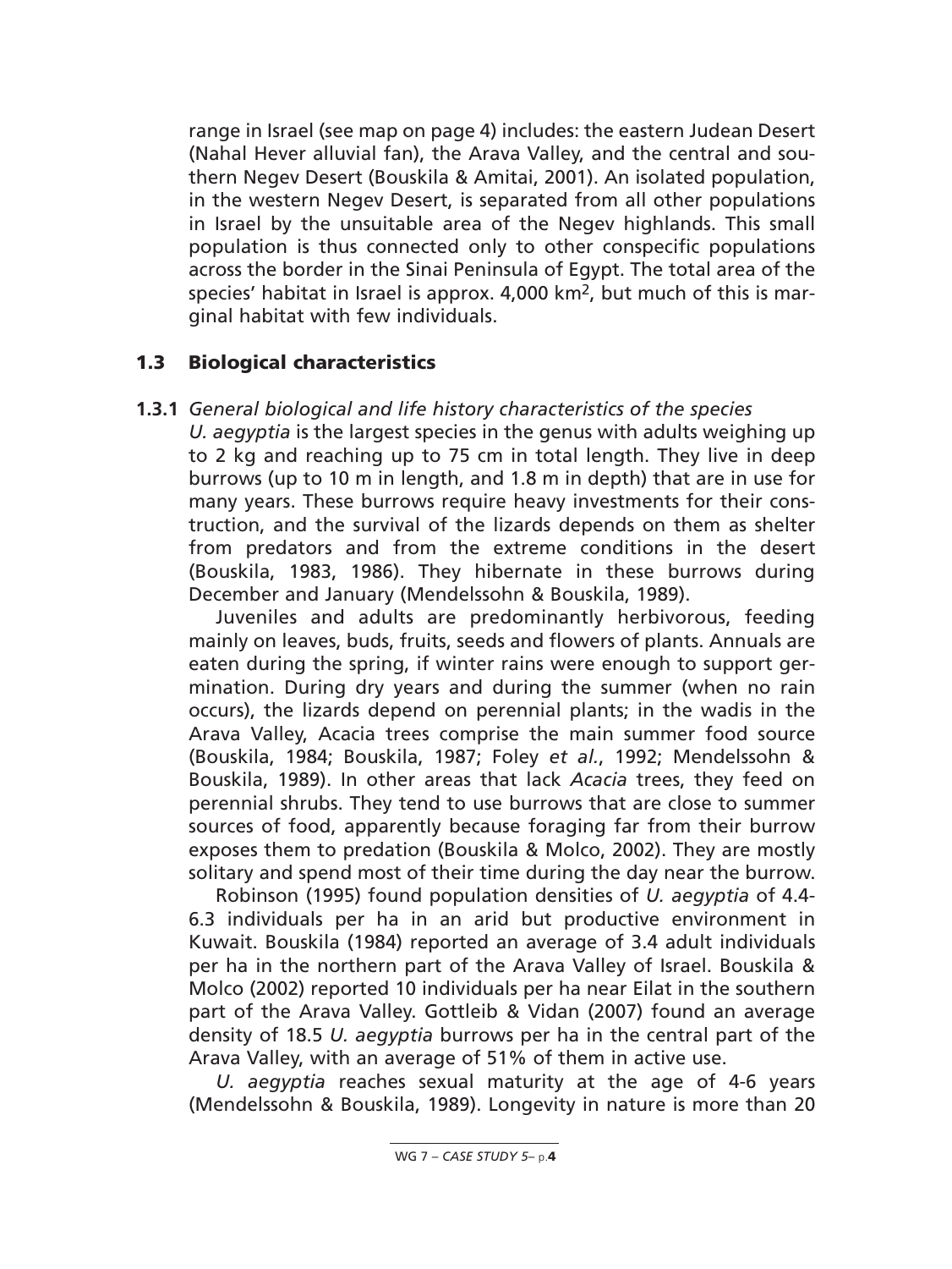range in Israel (see map on page 4) includes: the eastern Judean Desert (Nahal Hever alluvial fan), the Arava Valley, and the central and southern Negev Desert (Bouskila & Amitai, 2001). An isolated population, in the western Negev Desert, is separated from all other populations in Israel by the unsuitable area of the Negev highlands. This small population is thus connected only to other conspecific populations across the border in the Sinai Peninsula of Egypt. The total area of the species' habitat in Israel is approx. 4,000 $km^2$, but much of this is marginal habitat with few individuals.

## 1.3 Biological characteristics

**1.3.1** *General biological and life history characteristics of the species*

*U. aegyptia* is the largest species in the genus with adults weighing up to 2 kg and reaching up to 75 cm in total length. They live in deep burrows (up to 10 m in length, and 1.8 m in depth) that are in use for many years. These burrows require heavy investments for their construction, and the survival of the lizards depends on them as shelter from predators and from the extreme conditions in the desert (Bouskila, 1983, 1986). They hibernate in these burrows during December and January (Mendelssohn & Bouskila, 1989).

Juveniles and adults are predominantly herbivorous, feeding mainly on leaves, buds, fruits, seeds and flowers of plants. Annuals are eaten during the spring, if winter rains were enough to support germination. During dry years and during the summer (when no rain occurs), the lizards depend on perennial plants; in the wadis in the Arava Valley, Acacia trees comprise the main summer food source (Bouskila, 1984; Bouskila, 1987; Foley *et al.*, 1992; Mendelssohn & Bouskila, 1989). In other areas that lack *Acacia* trees, they feed on perennial shrubs. They tend to use burrows that are close to summer sources of food, apparently because foraging far from their burrow exposes them to predation (Bouskila & Molco, 2002). They are mostly solitary and spend most of their time during the day near the burrow.

Robinson (1995) found population densities of *U. aegyptia* of 4.4-6.3 individuals per ha in an arid but productive environment in Kuwait. Bouskila (1984) reported an average of 3.4 adult individuals per ha in the northern part of the Arava Valley of Israel. Bouskila & Molco (2002) reported 10 individuals per ha near Eilat in the southern part of the Arava Valley. Gottleib & Vidan (2007) found an average density of 18.5 *U. aegyptia* burrows per ha in the central part of the Arava Valley, with an average of 51% of them in active use.

*U. aegyptia* reaches sexual maturity at the age of 4-6 years (Mendelssohn & Bouskila, 1989). Longevity in nature is more than 20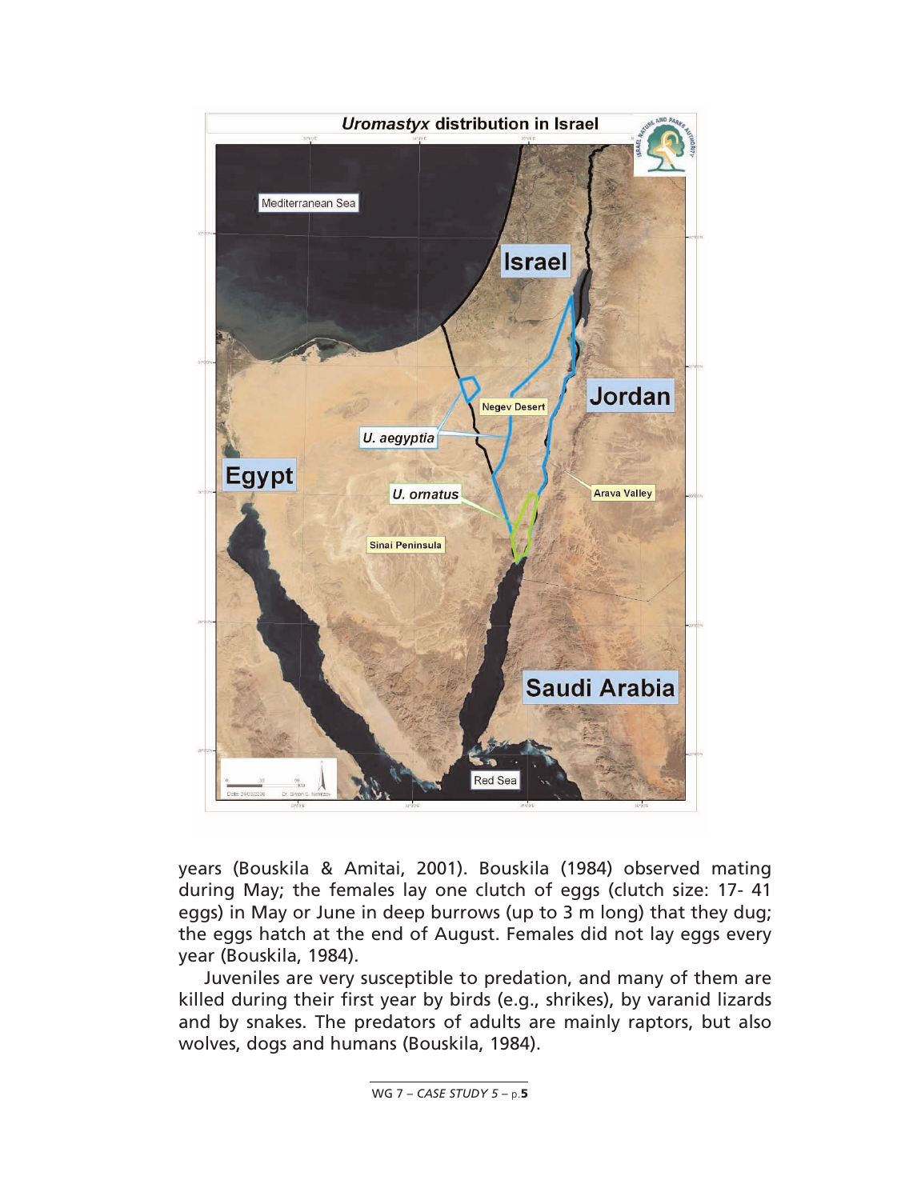years (Bouskila & Amitai, 2001). Bouskila (1984) observed mating during May; the females lay one clutch of eggs (clutch size: 17- 41 eggs) in May or June in deep burrows (up to 3 m long) that they dug; the eggs hatch at the end of August. Females did not lay eggs every year (Bouskila, 1984).

Juveniles are very susceptible to predation, and many of them are killed during their first year by birds (e.g., shrikes), by varanid lizards and by snakes. The predators of adults are mainly raptors, but also wolves, dogs and humans (Bouskila, 1984).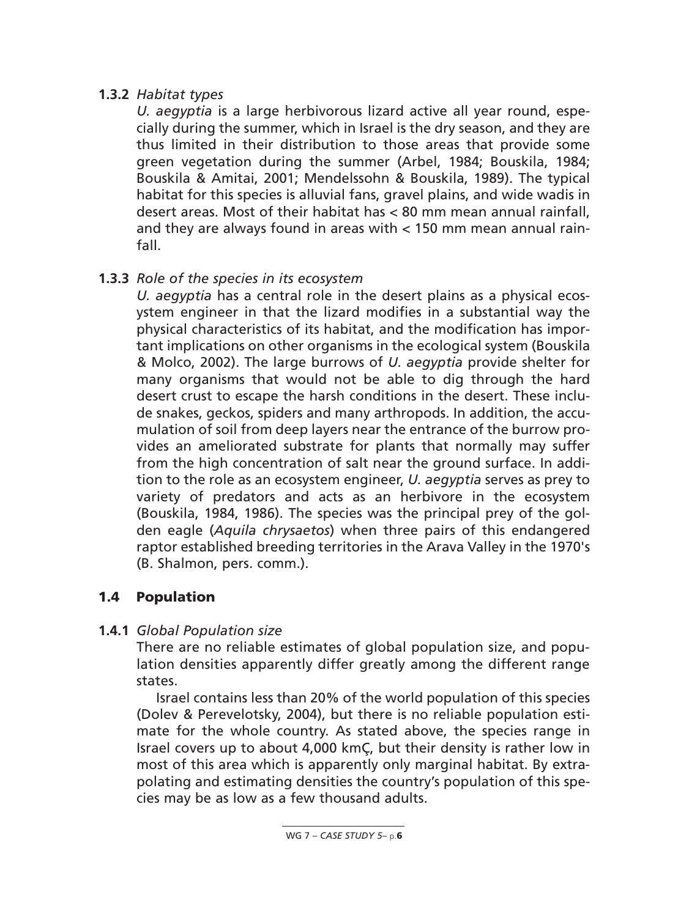**1.3.2** *Habitat types*

*U. aegyptia* is a large herbivorous lizard active all year round, especially during the summer, which in Israel is the dry season, and they are thus limited in their distribution to those areas that provide some green vegetation during the summer (Arbel, 1984; Bouskila, 1984; Bouskila & Amitai, 2001; Mendelssohn & Bouskila, 1989). The typical habitat for this species is alluvial fans, gravel plains, and wide wadis in desert areas. Most of their habitat has < 80 mm mean annual rainfall, and they are always found in areas with < 150 mm mean annual rainfall.

**1.3.3** *Role of the species in its ecosystem*

*U. aegyptia* has a central role in the desert plains as a physical ecosystem engineer in that the lizard modifies in a substantial way the physical characteristics of its habitat, and the modification has important implications on other organisms in the ecological system (Bouskila & Molco, 2002). The large burrows of *U. aegyptia* provide shelter for many organisms that would not be able to dig through the hard desert crust to escape the harsh conditions in the desert. These include snakes, geckos, spiders and many arthropods. In addition, the accumulation of soil from deep layers near the entrance of the burrow provides an ameliorated substrate for plants that normally may suffer from the high concentration of salt near the ground surface. In addition to the role as an ecosystem engineer, *U. aegyptia* serves as prey to variety of predators and acts as an herbivore in the ecosystem (Bouskila, 1984, 1986). The species was the principal prey of the golden eagle (*Aquila chrysaetos*) when three pairs of this endangered raptor established breeding territories in the Arava Valley in the 1970's (B. Shalmon, pers. comm.).

## 1.4 Population

**1.4.1** *Global Population size*

There are no reliable estimates of global population size, and population densities apparently differ greatly among the different range states.

Israel contains less than 20% of the world population of this species (Dolev & Perevelotsky, 2004), but there is no reliable population estimate for the whole country. As stated above, the species range in Israel covers up to about 4,000 kmÇ, but their density is rather low in most of this area which is apparently only marginal habitat. By extrapolating and estimating densities the country's population of this species may be as low as a few thousand adults.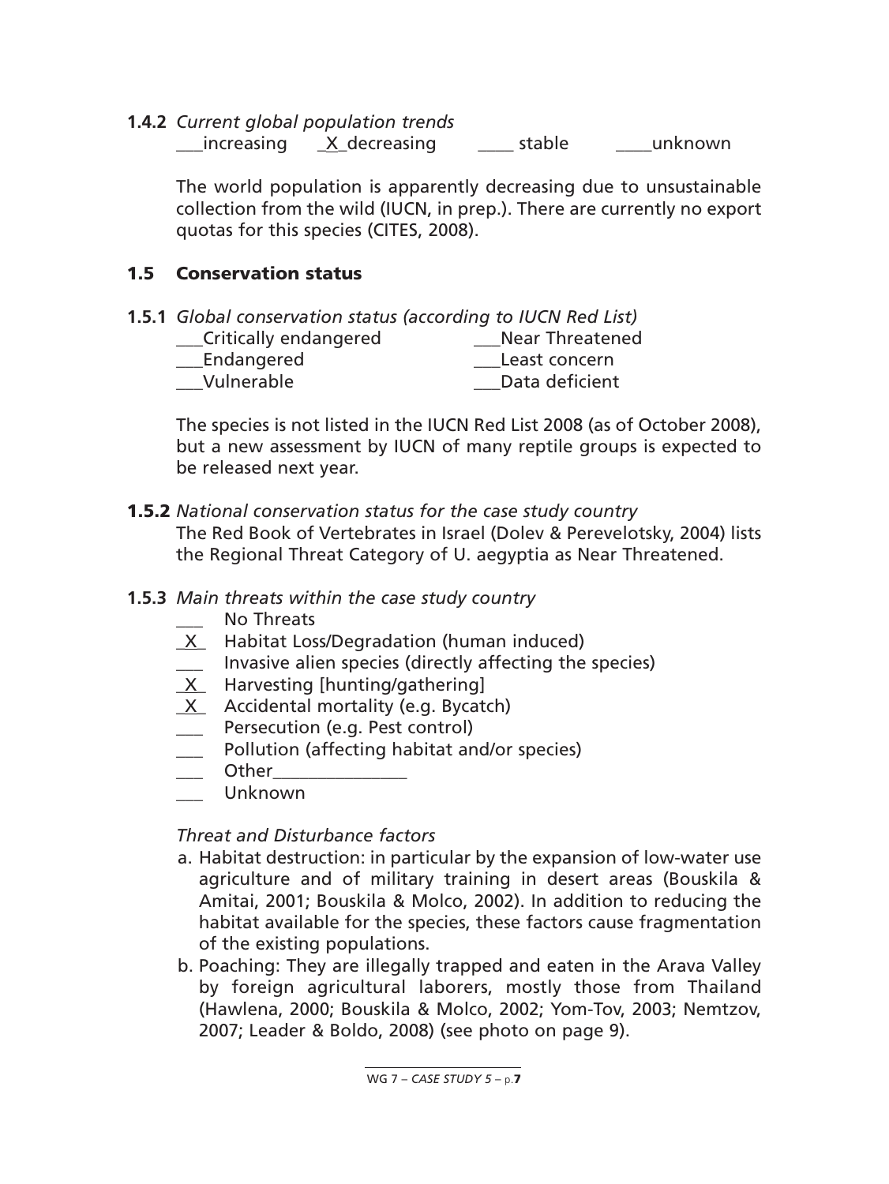**1.4.2** *Current global population trends*

\_\_\_increasing   \_X\_decreasing   \_\_\_\_ stable   \_\_\_\_unknown

The world population is apparently decreasing due to unsustainable collection from the wild (IUCN, in prep.). There are currently no export quotas for this species (CITES, 2008).

### 1.5 Conservation status

**1.5.1** *Global conservation status (according to IUCN Red List)*

- \_\_\_Critically endangered
- \_\_\_Endangered
- \_\_\_Vulnerable
- \_\_\_Near Threatened
- \_\_\_Least concern
- \_\_\_Data deficient

The species is not listed in the IUCN Red List 2008 (as of October 2008), but a new assessment by IUCN of many reptile groups is expected to be released next year.

**1.5.2** *National conservation status for the case study country*

The Red Book of Vertebrates in Israel (Dolev & Perevelotsky, 2004) lists the Regional Threat Category of U. aegyptia as Near Threatened.

**1.5.3** *Main threats within the case study country*

- \_\_\_ No Threats
- \_X\_ Habitat Loss/Degradation (human induced)
- \_\_\_ Invasive alien species (directly affecting the species)
- \_X\_ Harvesting [hunting/gathering]
- \_X\_ Accidental mortality (e.g. Bycatch)
- \_\_\_ Persecution (e.g. Pest control)
- \_\_\_ Pollution (affecting habitat and/or species)
- \_\_\_ Other\_\_\_\_\_\_\_\_\_\_\_\_\_\_\_
- \_\_\_ Unknown

*Threat and Disturbance factors*

a. Habitat destruction: in particular by the expansion of low-water use agriculture and of military training in desert areas (Bouskila & Amitai, 2001; Bouskila & Molco, 2002). In addition to reducing the habitat available for the species, these factors cause fragmentation of the existing populations.

b. Poaching: They are illegally trapped and eaten in the Arava Valley by foreign agricultural laborers, mostly those from Thailand (Hawlena, 2000; Bouskila & Molco, 2002; Yom-Tov, 2003; Nemtzov, 2007; Leader & Boldo, 2008) (see photo on page 9).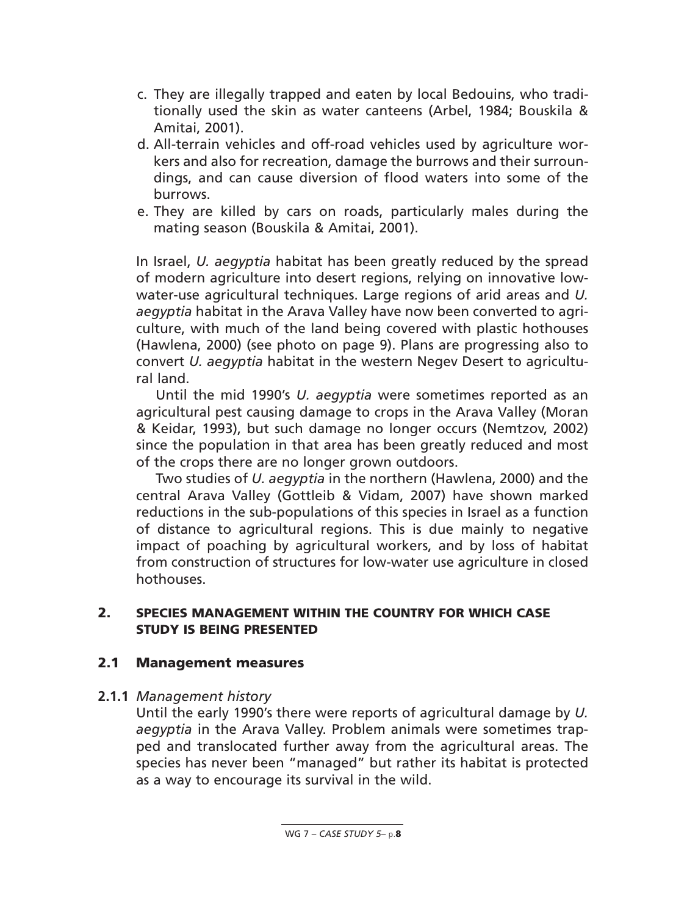c. They are illegally trapped and eaten by local Bedouins, who traditionally used the skin as water canteens (Arbel, 1984; Bouskila & Amitai, 2001).
d. All-terrain vehicles and off-road vehicles used by agriculture workers and also for recreation, damage the burrows and their surroundings, and can cause diversion of flood waters into some of the burrows.
e. They are killed by cars on roads, particularly males during the mating season (Bouskila & Amitai, 2001).

In Israel, *U. aegyptia* habitat has been greatly reduced by the spread of modern agriculture into desert regions, relying on innovative low-water-use agricultural techniques. Large regions of arid areas and *U. aegyptia* habitat in the Arava Valley have now been converted to agriculture, with much of the land being covered with plastic hothouses (Hawlena, 2000) (see photo on page 9). Plans are progressing also to convert *U. aegyptia* habitat in the western Negev Desert to agricultural land.

Until the mid 1990's *U. aegyptia* were sometimes reported as an agricultural pest causing damage to crops in the Arava Valley (Moran & Keidar, 1993), but such damage no longer occurs (Nemtzov, 2002) since the population in that area has been greatly reduced and most of the crops there are no longer grown outdoors.

Two studies of *U. aegyptia* in the northern (Hawlena, 2000) and the central Arava Valley (Gottleib & Vidam, 2007) have shown marked reductions in the sub-populations of this species in Israel as a function of distance to agricultural regions. This is due mainly to negative impact of poaching by agricultural workers, and by loss of habitat from construction of structures for low-water use agriculture in closed hothouses.

## 2. SPECIES MANAGEMENT WITHIN THE COUNTRY FOR WHICH CASE STUDY IS BEING PRESENTED

### 2.1 Management measures

**2.1.1** *Management history*

Until the early 1990's there were reports of agricultural damage by *U. aegyptia* in the Arava Valley. Problem animals were sometimes trapped and translocated further away from the agricultural areas. The species has never been "managed" but rather its habitat is protected as a way to encourage its survival in the wild.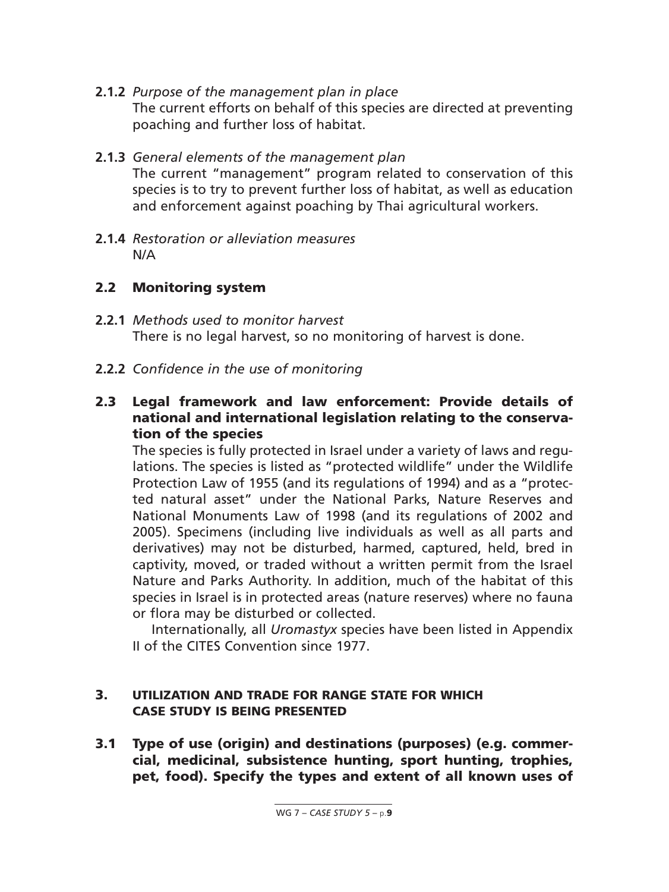**2.1.2** *Purpose of the management plan in place*

The current efforts on behalf of this species are directed at preventing poaching and further loss of habitat.

**2.1.3** *General elements of the management plan*

The current "management" program related to conservation of this species is to try to prevent further loss of habitat, as well as education and enforcement against poaching by Thai agricultural workers.

**2.1.4** *Restoration or alleviation measures*

N/A

## 2.2 Monitoring system

**2.2.1** *Methods used to monitor harvest*

There is no legal harvest, so no monitoring of harvest is done.

**2.2.2** *Confidence in the use of monitoring*

## 2.3 Legal framework and law enforcement: Provide details of national and international legislation relating to the conservation of the species

The species is fully protected in Israel under a variety of laws and regulations. The species is listed as "protected wildlife" under the Wildlife Protection Law of 1955 (and its regulations of 1994) and as a "protected natural asset" under the National Parks, Nature Reserves and National Monuments Law of 1998 (and its regulations of 2002 and 2005). Specimens (including live individuals as well as all parts and derivatives) may not be disturbed, harmed, captured, held, bred in captivity, moved, or traded without a written permit from the Israel Nature and Parks Authority. In addition, much of the habitat of this species in Israel is in protected areas (nature reserves) where no fauna or flora may be disturbed or collected.

Internationally, all *Uromastyx* species have been listed in Appendix II of the CITES Convention since 1977.

# 3. UTILIZATION AND TRADE FOR RANGE STATE FOR WHICH CASE STUDY IS BEING PRESENTED

## 3.1 Type of use (origin) and destinations (purposes) (e.g. commercial, medicinal, subsistence hunting, sport hunting, trophies, pet, food). Specify the types and extent of all known uses of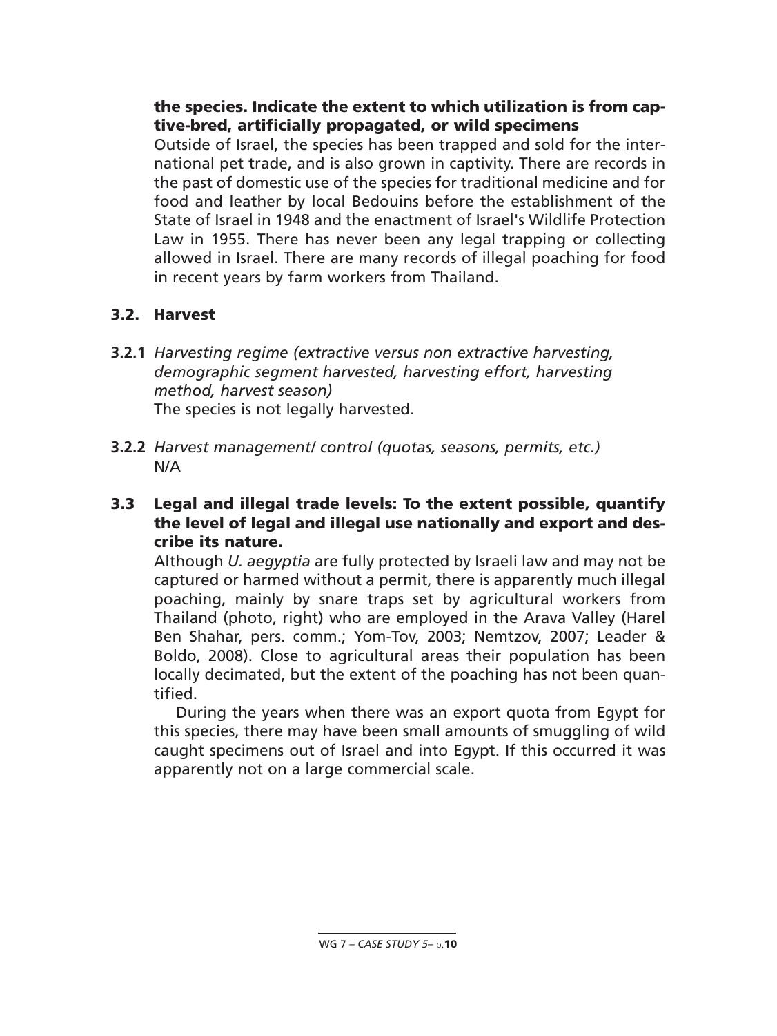**the species. Indicate the extent to which utilization is from captive-bred, artificially propagated, or wild specimens**

Outside of Israel, the species has been trapped and sold for the international pet trade, and is also grown in captivity. There are records in the past of domestic use of the species for traditional medicine and for food and leather by local Bedouins before the establishment of the State of Israel in 1948 and the enactment of Israel's Wildlife Protection Law in 1955. There has never been any legal trapping or collecting allowed in Israel. There are many records of illegal poaching for food in recent years by farm workers from Thailand.

### 3.2. Harvest

**3.2.1** *Harvesting regime (extractive versus non extractive harvesting, demographic segment harvested, harvesting effort, harvesting method, harvest season)*

The species is not legally harvested.

**3.2.2** *Harvest management/ control (quotas, seasons, permits, etc.)*

N/A

### 3.3 Legal and illegal trade levels: To the extent possible, quantify the level of legal and illegal use nationally and export and describe its nature.

Although *U. aegyptia* are fully protected by Israeli law and may not be captured or harmed without a permit, there is apparently much illegal poaching, mainly by snare traps set by agricultural workers from Thailand (photo, right) who are employed in the Arava Valley (Harel Ben Shahar, pers. comm.; Yom-Tov, 2003; Nemtzov, 2007; Leader & Boldo, 2008). Close to agricultural areas their population has been locally decimated, but the extent of the poaching has not been quantified.

During the years when there was an export quota from Egypt for this species, there may have been small amounts of smuggling of wild caught specimens out of Israel and into Egypt. If this occurred it was apparently not on a large commercial scale.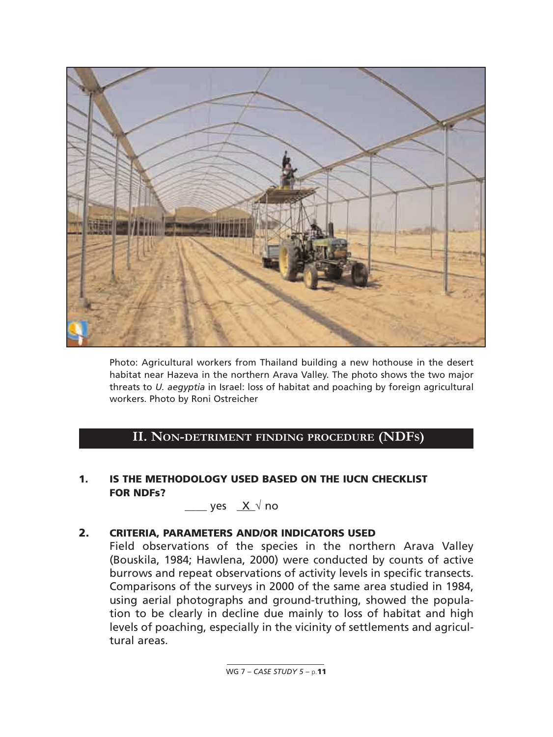Photo: Agricultural workers from Thailand building a new hothouse in the desert habitat near Hazeva in the northern Arava Valley. The photo shows the two major threats to *U. aegyptia* in Israel: loss of habitat and poaching by foreign agricultural workers. Photo by Roni Ostreicher

## II. NON-DETRIMENT FINDING PROCEDURE (NDFS)

### 1. IS THE METHODOLOGY USED BASED ON THE IUCN CHECKLIST FOR NDFs?

____ yes _X_√ no

### 2. CRITERIA, PARAMETERS AND/OR INDICATORS USED

Field observations of the species in the northern Arava Valley (Bouskila, 1984; Hawlena, 2000) were conducted by counts of active burrows and repeat observations of activity levels in specific transects. Comparisons of the surveys in 2000 of the same area studied in 1984, using aerial photographs and ground-truthing, showed the population to be clearly in decline due mainly to loss of habitat and high levels of poaching, especially in the vicinity of settlements and agricultural areas.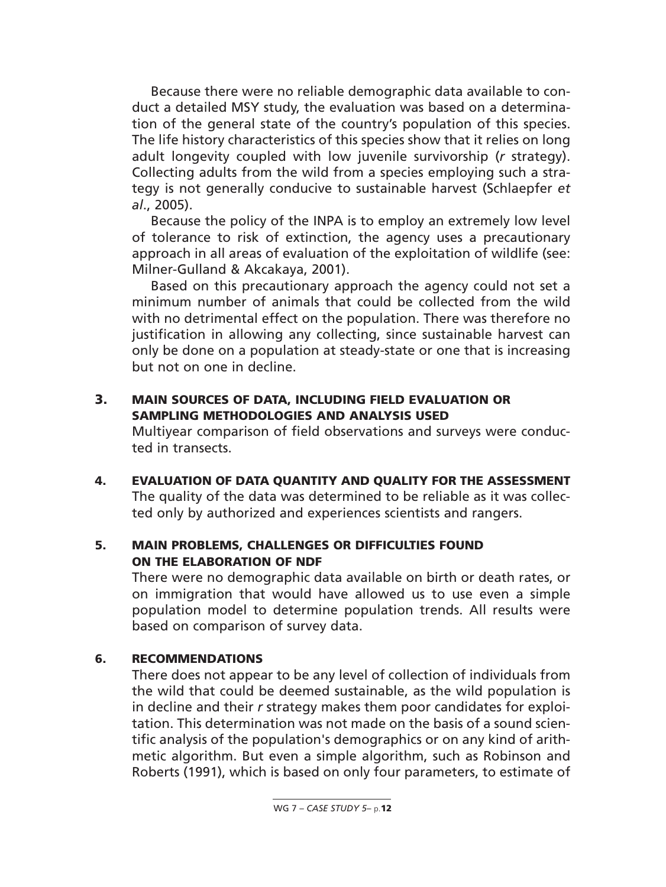Because there were no reliable demographic data available to conduct a detailed MSY study, the evaluation was based on a determination of the general state of the country's population of this species. The life history characteristics of this species show that it relies on long adult longevity coupled with low juvenile survivorship (*r* strategy). Collecting adults from the wild from a species employing such a strategy is not generally conducive to sustainable harvest (Schlaepfer *et al*., 2005).

Because the policy of the INPA is to employ an extremely low level of tolerance to risk of extinction, the agency uses a precautionary approach in all areas of evaluation of the exploitation of wildlife (see: Milner-Gulland & Akcakaya, 2001).

Based on this precautionary approach the agency could not set a minimum number of animals that could be collected from the wild with no detrimental effect on the population. There was therefore no justification in allowing any collecting, since sustainable harvest can only be done on a population at steady-state or one that is increasing but not on one in decline.

## 3. MAIN SOURCES OF DATA, INCLUDING FIELD EVALUATION OR SAMPLING METHODOLOGIES AND ANALYSIS USED

Multiyear comparison of field observations and surveys were conducted in transects.

## 4. EVALUATION OF DATA QUANTITY AND QUALITY FOR THE ASSESSMENT

The quality of the data was determined to be reliable as it was collected only by authorized and experiences scientists and rangers.

## 5. MAIN PROBLEMS, CHALLENGES OR DIFFICULTIES FOUND ON THE ELABORATION OF NDF

There were no demographic data available on birth or death rates, or on immigration that would have allowed us to use even a simple population model to determine population trends. All results were based on comparison of survey data.

## 6. RECOMMENDATIONS

There does not appear to be any level of collection of individuals from the wild that could be deemed sustainable, as the wild population is in decline and their *r* strategy makes them poor candidates for exploitation. This determination was not made on the basis of a sound scientific analysis of the population's demographics or on any kind of arithmetic algorithm. But even a simple algorithm, such as Robinson and Roberts (1991), which is based on only four parameters, to estimate of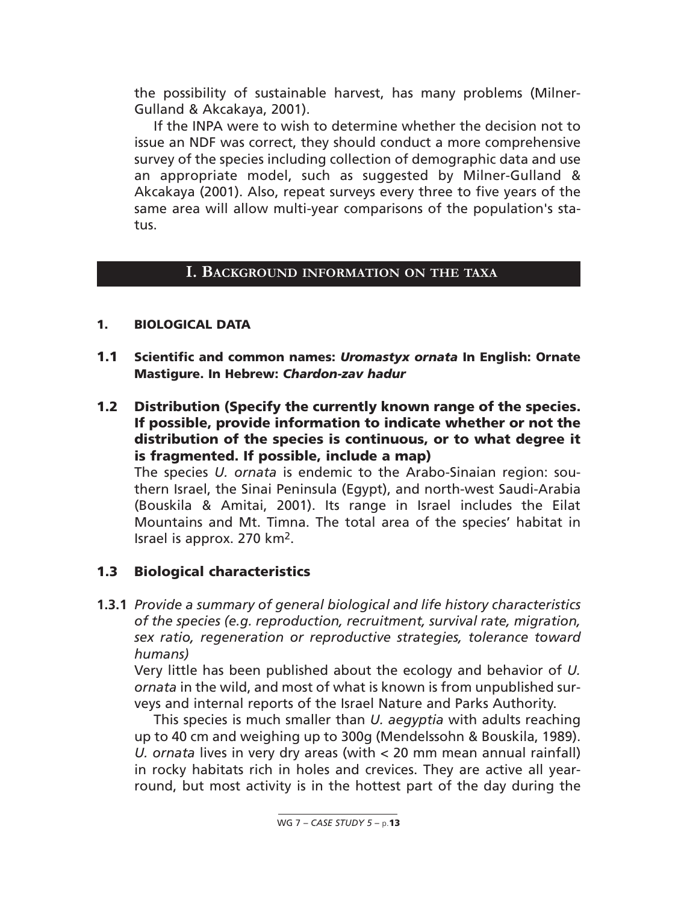the possibility of sustainable harvest, has many problems (Milner-Gulland & Akcakaya, 2001).

If the INPA were to wish to determine whether the decision not to issue an NDF was correct, they should conduct a more comprehensive survey of the species including collection of demographic data and use an appropriate model, such as suggested by Milner-Gulland & Akcakaya (2001). Also, repeat surveys every three to five years of the same area will allow multi-year comparisons of the population's status.

## I. Background information on the taxa

### 1. BIOLOGICAL DATA

### 1.1 Scientific and common names: *Uromastyx ornata* In English: Ornate Mastigure. In Hebrew: *Chardon-zav hadur*

### 1.2 Distribution (Specify the currently known range of the species. If possible, provide information to indicate whether or not the distribution of the species is continuous, or to what degree it is fragmented. If possible, include a map)

The species *U. ornata* is endemic to the Arabo-Sinaian region: southern Israel, the Sinai Peninsula (Egypt), and north-west Saudi-Arabia (Bouskila & Amitai, 2001). Its range in Israel includes the Eilat Mountains and Mt. Timna. The total area of the species' habitat in Israel is approx. 270 $km^2$.

### 1.3 Biological characteristics

**1.3.1** *Provide a summary of general biological and life history characteristics of the species (e.g. reproduction, recruitment, survival rate, migration, sex ratio, regeneration or reproductive strategies, tolerance toward humans)*

Very little has been published about the ecology and behavior of *U. ornata* in the wild, and most of what is known is from unpublished surveys and internal reports of the Israel Nature and Parks Authority.

This species is much smaller than *U. aegyptia* with adults reaching up to 40 cm and weighing up to 300g (Mendelssohn & Bouskila, 1989). *U. ornata* lives in very dry areas (with < 20 mm mean annual rainfall) in rocky habitats rich in holes and crevices. They are active all year-round, but most activity is in the hottest part of the day during the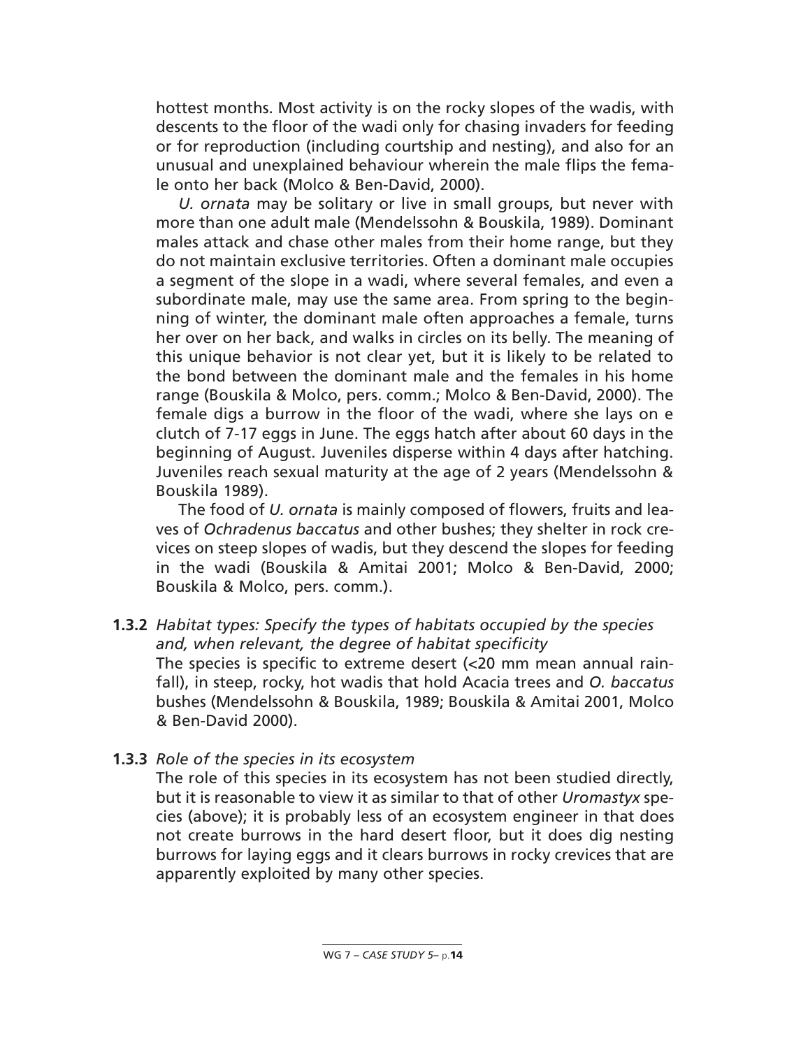hottest months. Most activity is on the rocky slopes of the wadis, with descents to the floor of the wadi only for chasing invaders for feeding or for reproduction (including courtship and nesting), and also for an unusual and unexplained behaviour wherein the male flips the female onto her back (Molco & Ben-David, 2000).

*U. ornata* may be solitary or live in small groups, but never with more than one adult male (Mendelssohn & Bouskila, 1989). Dominant males attack and chase other males from their home range, but they do not maintain exclusive territories. Often a dominant male occupies a segment of the slope in a wadi, where several females, and even a subordinate male, may use the same area. From spring to the beginning of winter, the dominant male often approaches a female, turns her over on her back, and walks in circles on its belly. The meaning of this unique behavior is not clear yet, but it is likely to be related to the bond between the dominant male and the females in his home range (Bouskila & Molco, pers. comm.; Molco & Ben-David, 2000). The female digs a burrow in the floor of the wadi, where she lays on e clutch of 7-17 eggs in June. The eggs hatch after about 60 days in the beginning of August. Juveniles disperse within 4 days after hatching. Juveniles reach sexual maturity at the age of 2 years (Mendelssohn & Bouskila 1989).

The food of *U. ornata* is mainly composed of flowers, fruits and leaves of *Ochradenus baccatus* and other bushes; they shelter in rock crevices on steep slopes of wadis, but they descend the slopes for feeding in the wadi (Bouskila & Amitai 2001; Molco & Ben-David, 2000; Bouskila & Molco, pers. comm.).

**1.3.2** *Habitat types: Specify the types of habitats occupied by the species and, when relevant, the degree of habitat specificity*

The species is specific to extreme desert (<20 mm mean annual rainfall), in steep, rocky, hot wadis that hold Acacia trees and *O. baccatus* bushes (Mendelssohn & Bouskila, 1989; Bouskila & Amitai 2001, Molco & Ben-David 2000).

**1.3.3** *Role of the species in its ecosystem*

The role of this species in its ecosystem has not been studied directly, but it is reasonable to view it as similar to that of other *Uromastyx* species (above); it is probably less of an ecosystem engineer in that does not create burrows in the hard desert floor, but it does dig nesting burrows for laying eggs and it clears burrows in rocky crevices that are apparently exploited by many other species.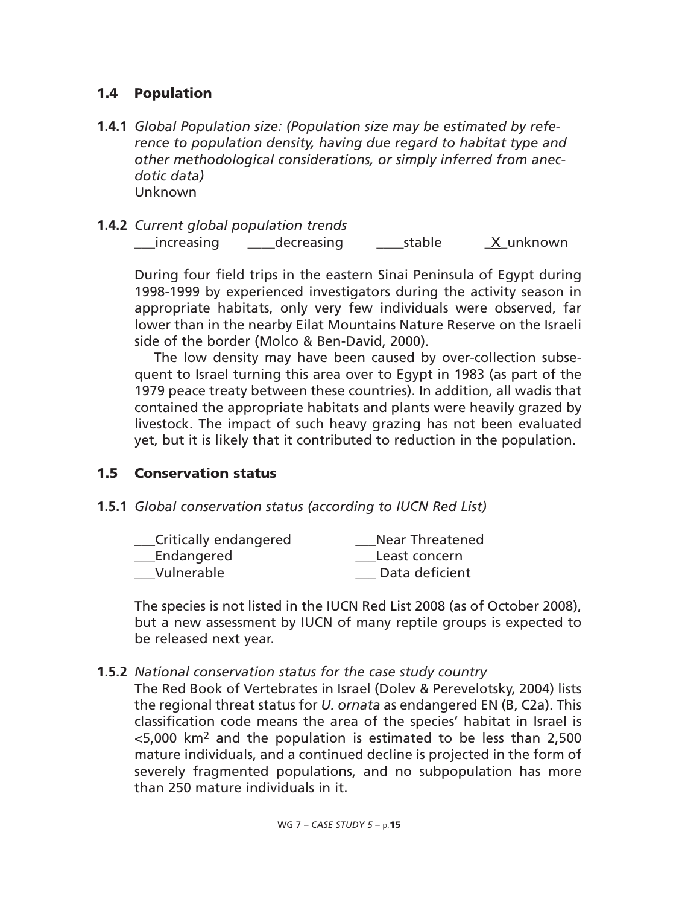## 1.4 Population

**1.4.1** *Global Population size: (Population size may be estimated by reference to population density, having due regard to habitat type and other methodological considerations, or simply inferred from anecdotic data)*
Unknown

**1.4.2** *Current global population trends*
___increasing ____decreasing ____stable _X_unknown

During four field trips in the eastern Sinai Peninsula of Egypt during 1998-1999 by experienced investigators during the activity season in appropriate habitats, only very few individuals were observed, far lower than in the nearby Eilat Mountains Nature Reserve on the Israeli side of the border (Molco & Ben-David, 2000).

The low density may have been caused by over-collection subsequent to Israel turning this area over to Egypt in 1983 (as part of the 1979 peace treaty between these countries). In addition, all wadis that contained the appropriate habitats and plants were heavily grazed by livestock. The impact of such heavy grazing has not been evaluated yet, but it is likely that it contributed to reduction in the population.

## 1.5 Conservation status

**1.5.1** *Global conservation status (according to IUCN Red List)*

___Critically endangered
___Endangered
___Vulnerable
___Near Threatened
___Least concern
___ Data deficient

The species is not listed in the IUCN Red List 2008 (as of October 2008), but a new assessment by IUCN of many reptile groups is expected to be released next year.

**1.5.2** *National conservation status for the case study country*
The Red Book of Vertebrates in Israel (Dolev & Perevelotsky, 2004) lists the regional threat status for *U. ornata* as endangered EN (B, C2a). This classification code means the area of the species' habitat in Israel is <5,000 km$^2$ and the population is estimated to be less than 2,500 mature individuals, and a continued decline is projected in the form of severely fragmented populations, and no subpopulation has more than 250 mature individuals in it.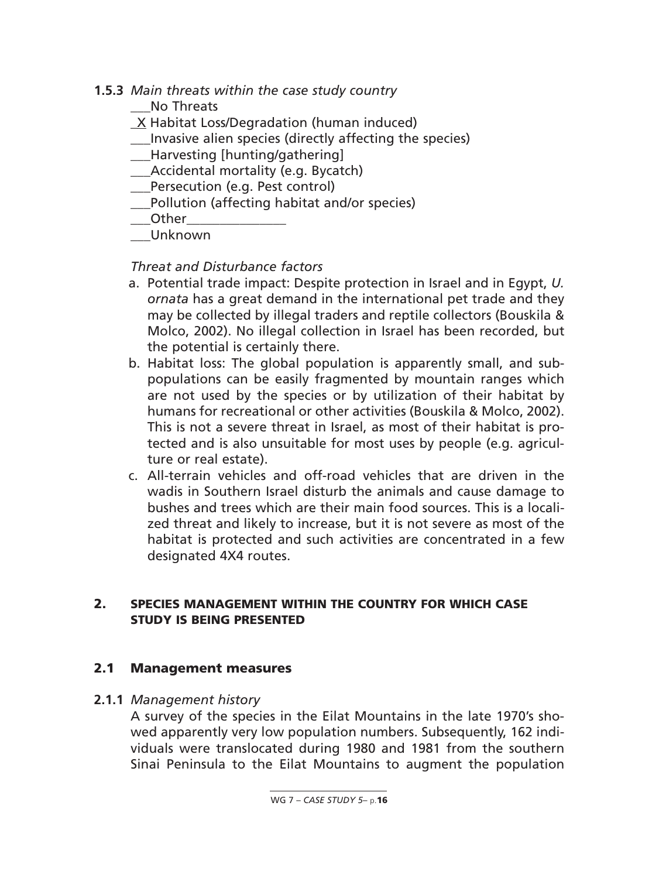**1.5.3** *Main threats within the case study country*

\_\_\_No Threats

\_X Habitat Loss/Degradation (human induced)

\_\_\_Invasive alien species (directly affecting the species)

\_\_\_Harvesting [hunting/gathering]

\_\_\_Accidental mortality (e.g. Bycatch)

\_\_\_Persecution (e.g. Pest control)

\_\_\_Pollution (affecting habitat and/or species)

\_\_\_Other\_\_\_\_\_\_\_\_\_\_\_\_\_\_\_

\_\_\_Unknown

*Threat and Disturbance factors*

a. Potential trade impact: Despite protection in Israel and in Egypt, *U. ornata* has a great demand in the international pet trade and they may be collected by illegal traders and reptile collectors (Bouskila & Molco, 2002). No illegal collection in Israel has been recorded, but the potential is certainly there.

b. Habitat loss: The global population is apparently small, and subpopulations can be easily fragmented by mountain ranges which are not used by the species or by utilization of their habitat by humans for recreational or other activities (Bouskila & Molco, 2002). This is not a severe threat in Israel, as most of their habitat is protected and is also unsuitable for most uses by people (e.g. agriculture or real estate).

c. All-terrain vehicles and off-road vehicles that are driven in the wadis in Southern Israel disturb the animals and cause damage to bushes and trees which are their main food sources. This is a localized threat and likely to increase, but it is not severe as most of the habitat is protected and such activities are concentrated in a few designated 4X4 routes.

## 2. SPECIES MANAGEMENT WITHIN THE COUNTRY FOR WHICH CASE STUDY IS BEING PRESENTED

### 2.1 Management measures

**2.1.1** *Management history*

A survey of the species in the Eilat Mountains in the late 1970's showed apparently very low population numbers. Subsequently, 162 individuals were translocated during 1980 and 1981 from the southern Sinai Peninsula to the Eilat Mountains to augment the population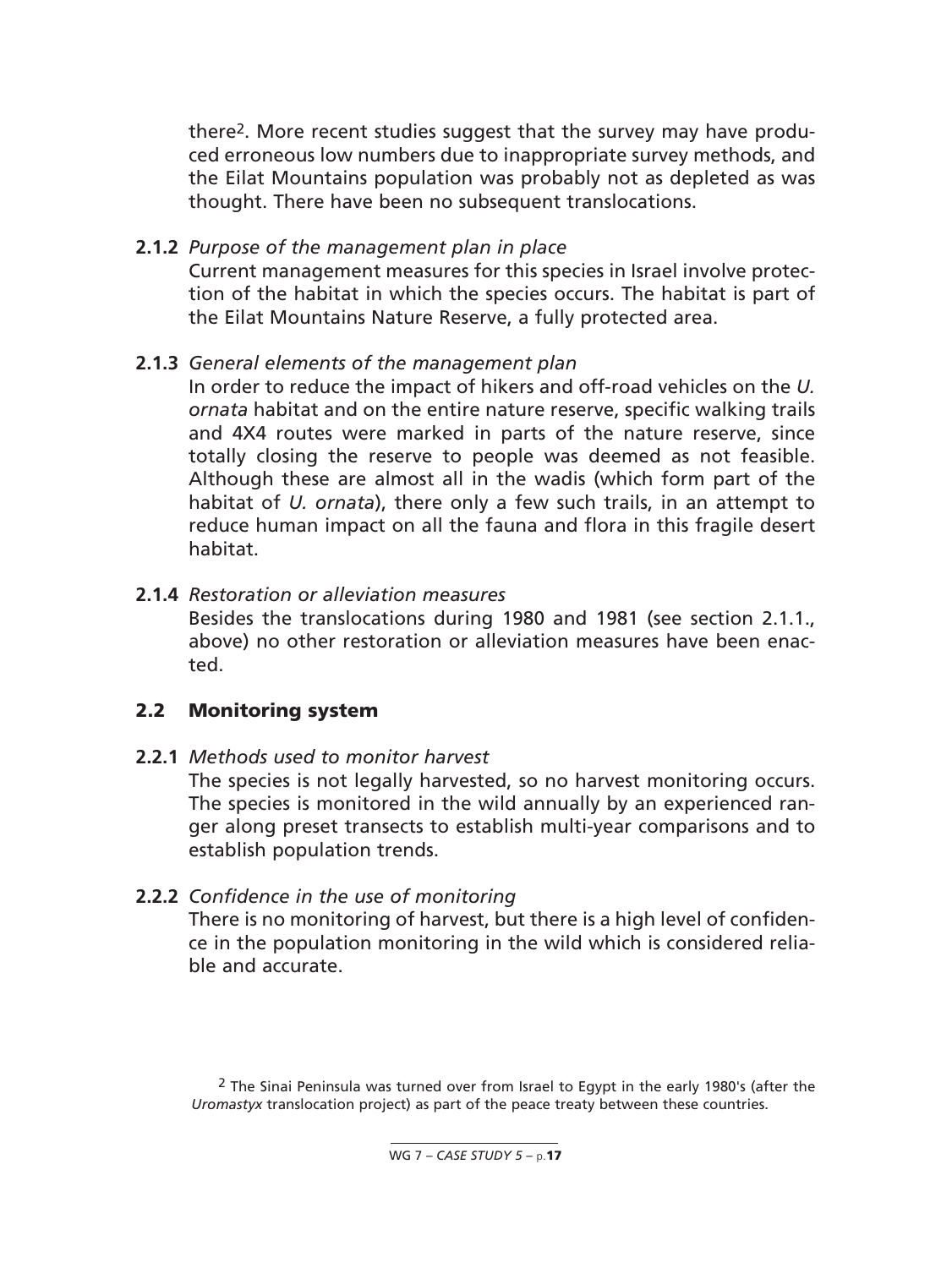there[2]. More recent studies suggest that the survey may have produced erroneous low numbers due to inappropriate survey methods, and the Eilat Mountains population was probably not as depleted as was thought. There have been no subsequent translocations.

**2.1.2** *Purpose of the management plan in place*

Current management measures for this species in Israel involve protection of the habitat in which the species occurs. The habitat is part of the Eilat Mountains Nature Reserve, a fully protected area.

**2.1.3** *General elements of the management plan*

In order to reduce the impact of hikers and off-road vehicles on the *U. ornata* habitat and on the entire nature reserve, specific walking trails and 4X4 routes were marked in parts of the nature reserve, since totally closing the reserve to people was deemed as not feasible. Although these are almost all in the wadis (which form part of the habitat of *U. ornata*), there only a few such trails, in an attempt to reduce human impact on all the fauna and flora in this fragile desert habitat.

**2.1.4** *Restoration or alleviation measures*

Besides the translocations during 1980 and 1981 (see section 2.1.1., above) no other restoration or alleviation measures have been enacted.

## 2.2 Monitoring system

**2.2.1** *Methods used to monitor harvest*

The species is not legally harvested, so no harvest monitoring occurs. The species is monitored in the wild annually by an experienced ranger along preset transects to establish multi-year comparisons and to establish population trends.

**2.2.2** *Confidence in the use of monitoring*

There is no monitoring of harvest, but there is a high level of confidence in the population monitoring in the wild which is considered reliable and accurate.

[2] The Sinai Peninsula was turned over from Israel to Egypt in the early 1980's (after the *Uromastyx* translocation project) as part of the peace treaty between these countries.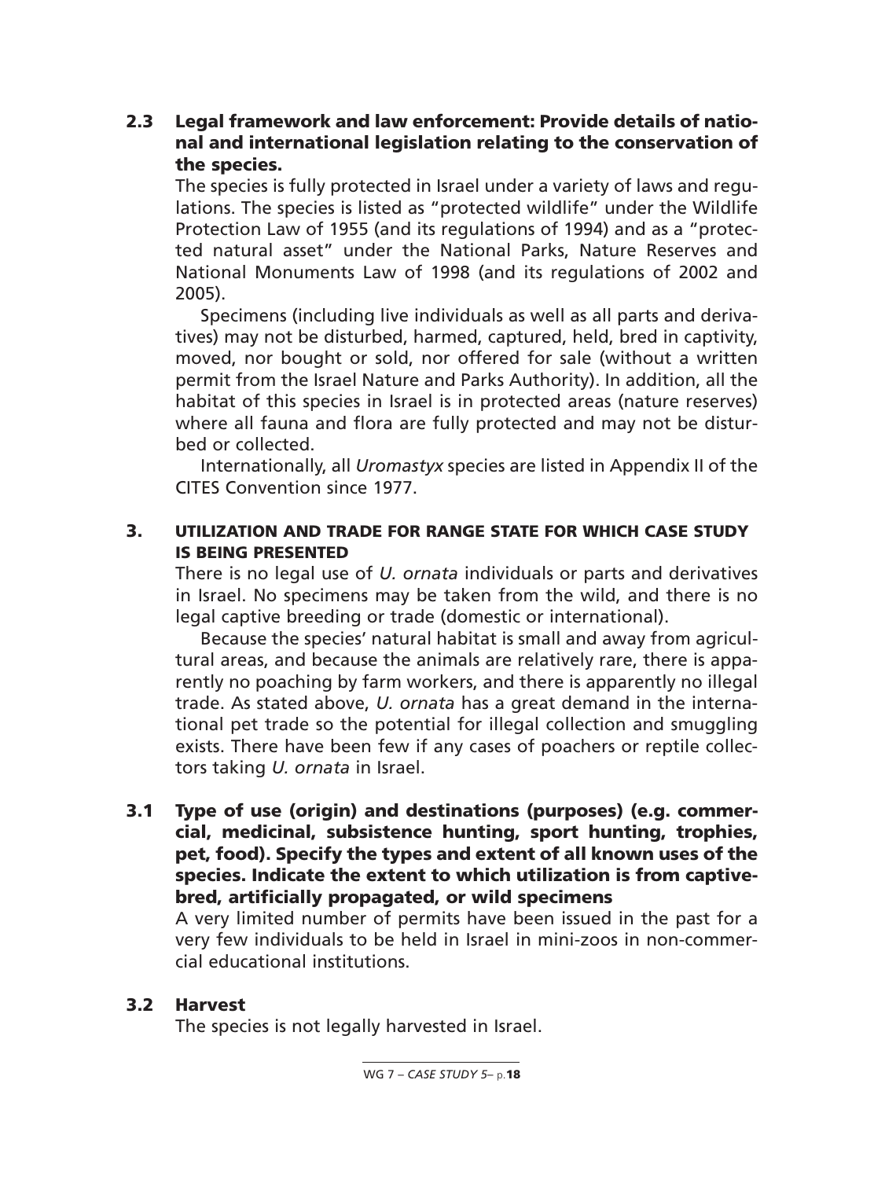### 2.3 Legal framework and law enforcement: Provide details of national and international legislation relating to the conservation of the species.

The species is fully protected in Israel under a variety of laws and regulations. The species is listed as "protected wildlife" under the Wildlife Protection Law of 1955 (and its regulations of 1994) and as a "protected natural asset" under the National Parks, Nature Reserves and National Monuments Law of 1998 (and its regulations of 2002 and 2005).

Specimens (including live individuals as well as all parts and derivatives) may not be disturbed, harmed, captured, held, bred in captivity, moved, nor bought or sold, nor offered for sale (without a written permit from the Israel Nature and Parks Authority). In addition, all the habitat of this species in Israel is in protected areas (nature reserves) where all fauna and flora are fully protected and may not be disturbed or collected.

Internationally, all *Uromastyx* species are listed in Appendix II of the CITES Convention since 1977.

## 3. UTILIZATION AND TRADE FOR RANGE STATE FOR WHICH CASE STUDY IS BEING PRESENTED

There is no legal use of *U. ornata* individuals or parts and derivatives in Israel. No specimens may be taken from the wild, and there is no legal captive breeding or trade (domestic or international).

Because the species' natural habitat is small and away from agricultural areas, and because the animals are relatively rare, there is apparently no poaching by farm workers, and there is apparently no illegal trade. As stated above, *U. ornata* has a great demand in the international pet trade so the potential for illegal collection and smuggling exists. There have been few if any cases of poachers or reptile collectors taking *U. ornata* in Israel.

### 3.1 Type of use (origin) and destinations (purposes) (e.g. commercial, medicinal, subsistence hunting, sport hunting, trophies, pet, food). Specify the types and extent of all known uses of the species. Indicate the extent to which utilization is from captive-bred, artificially propagated, or wild specimens

A very limited number of permits have been issued in the past for a very few individuals to be held in Israel in mini-zoos in non-commercial educational institutions.

### 3.2 Harvest

The species is not legally harvested in Israel.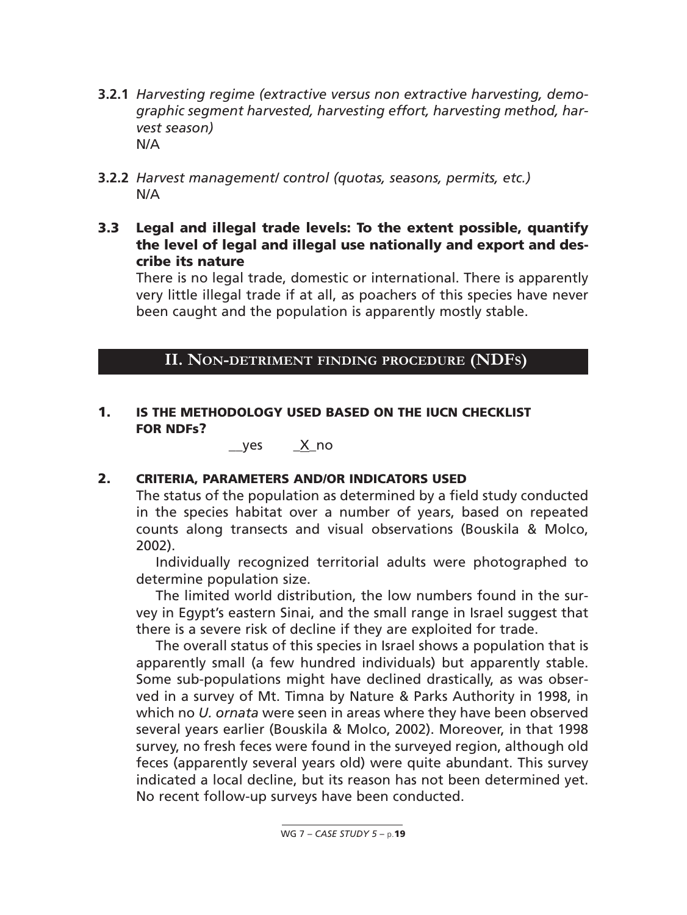**3.2.1** *Harvesting regime (extractive versus non extractive harvesting, demographic segment harvested, harvesting effort, harvesting method, harvest season)*
N/A

**3.2.2** *Harvest management/ control (quotas, seasons, permits, etc.)*
N/A

### 3.3 Legal and illegal trade levels: To the extent possible, quantify the level of legal and illegal use nationally and export and describe its nature

There is no legal trade, domestic or international. There is apparently very little illegal trade if at all, as poachers of this species have never been caught and the population is apparently mostly stable.

## II. NON-DETRIMENT FINDING PROCEDURE (NDFs)

### 1. IS THE METHODOLOGY USED BASED ON THE IUCN CHECKLIST FOR NDFs?

__yes _X_no

### 2. CRITERIA, PARAMETERS AND/OR INDICATORS USED

The status of the population as determined by a field study conducted in the species habitat over a number of years, based on repeated counts along transects and visual observations (Bouskila & Molco, 2002).

Individually recognized territorial adults were photographed to determine population size.

The limited world distribution, the low numbers found in the survey in Egypt's eastern Sinai, and the small range in Israel suggest that there is a severe risk of decline if they are exploited for trade.

The overall status of this species in Israel shows a population that is apparently small (a few hundred individuals) but apparently stable. Some sub-populations might have declined drastically, as was observed in a survey of Mt. Timna by Nature & Parks Authority in 1998, in which no *U. ornata* were seen in areas where they have been observed several years earlier (Bouskila & Molco, 2002). Moreover, in that 1998 survey, no fresh feces were found in the surveyed region, although old feces (apparently several years old) were quite abundant. This survey indicated a local decline, but its reason has not been determined yet. No recent follow-up surveys have been conducted.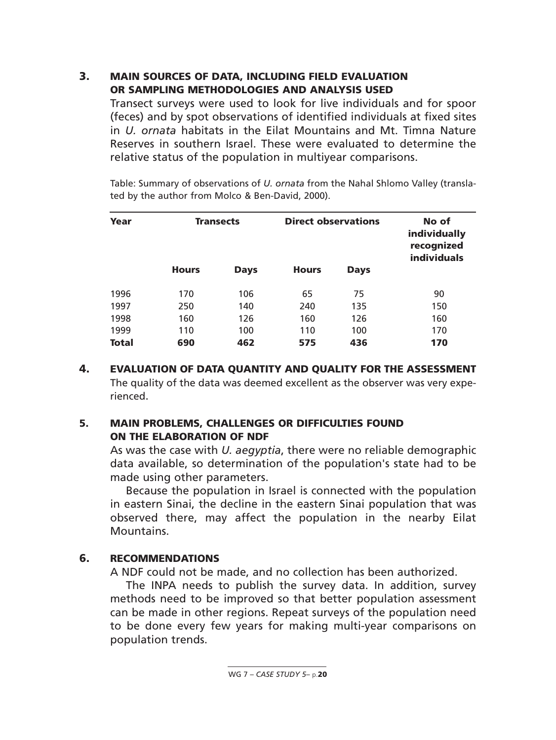## 3. MAIN SOURCES OF DATA, INCLUDING FIELD EVALUATION OR SAMPLING METHODOLOGIES AND ANALYSIS USED

Transect surveys were used to look for live individuals and for spoor (feces) and by spot observations of identified individuals at fixed sites in *U. ornata* habitats in the Eilat Mountains and Mt. Timna Nature Reserves in southern Israel. These were evaluated to determine the relative status of the population in multiyear comparisons.

Table: Summary of observations of *U. ornata* from the Nahal Shlomo Valley (translated by the author from Molco & Ben-David, 2000).

| Year | Transects | | Direct observations | | No of individually recognized individuals |
|---|---|---|---|---|---|
| | **Hours** | **Days** | **Hours** | **Days** | |
| 1996 | 170 | 106 | 65 | 75 | 90 |
| 1997 | 250 | 140 | 240 | 135 | 150 |
| 1998 | 160 | 126 | 160 | 126 | 160 |
| 1999 | 110 | 100 | 110 | 100 | 170 |
| **Total** | **690** | **462** | **575** | **436** | **170** |

## 4. EVALUATION OF DATA QUANTITY AND QUALITY FOR THE ASSESSMENT

The quality of the data was deemed excellent as the observer was very experienced.

## 5. MAIN PROBLEMS, CHALLENGES OR DIFFICULTIES FOUND ON THE ELABORATION OF NDF

As was the case with *U. aegyptia*, there were no reliable demographic data available, so determination of the population's state had to be made using other parameters.

Because the population in Israel is connected with the population in eastern Sinai, the decline in the eastern Sinai population that was observed there, may affect the population in the nearby Eilat Mountains.

## 6. RECOMMENDATIONS

A NDF could not be made, and no collection has been authorized.

The INPA needs to publish the survey data. In addition, survey methods need to be improved so that better population assessment can be made in other regions. Repeat surveys of the population need to be done every few years for making multi-year comparisons on population trends.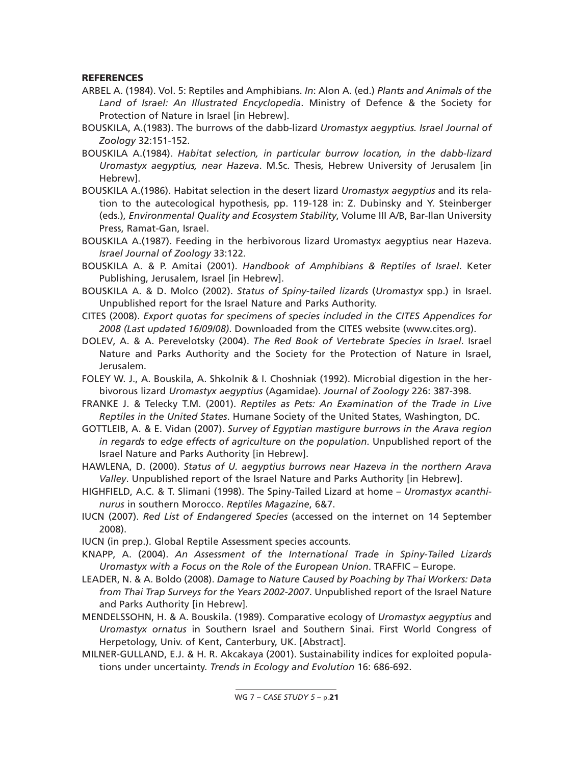## REFERENCES

ARBEL A. (1984). Vol. 5: Reptiles and Amphibians. *In*: Alon A. (ed.) *Plants and Animals of the Land of Israel: An Illustrated Encyclopedia*. Ministry of Defence & the Society for Protection of Nature in Israel [in Hebrew].

BOUSKILA, A.(1983). The burrows of the dabb-lizard *Uromastyx aegyptius. Israel Journal of Zoology* 32:151-152.

BOUSKILA A.(1984). *Habitat selection, in particular burrow location, in the dabb-lizard Uromastyx aegyptius, near Hazeva*. M.Sc. Thesis, Hebrew University of Jerusalem [in Hebrew].

BOUSKILA A.(1986). Habitat selection in the desert lizard *Uromastyx aegyptius* and its relation to the autecological hypothesis, pp. 119-128 in: Z. Dubinsky and Y. Steinberger (eds.), *Environmental Quality and Ecosystem Stability*, Volume III A/B, Bar-Ilan University Press, Ramat-Gan, Israel.

BOUSKILA A.(1987). Feeding in the herbivorous lizard Uromastyx aegyptius near Hazeva. *Israel Journal of Zoology* 33:122.

BOUSKILA A. & P. Amitai (2001). *Handbook of Amphibians & Reptiles of Israel*. Keter Publishing, Jerusalem, Israel [in Hebrew].

BOUSKILA A. & D. Molco (2002). *Status of Spiny-tailed lizards* (*Uromastyx* spp.) in Israel. Unpublished report for the Israel Nature and Parks Authority.

CITES (2008). *Export quotas for specimens of species included in the CITES Appendices for 2008 (Last updated 16/09/08)*. Downloaded from the CITES website (www.cites.org).

DOLEV, A. & A. Perevelotsky (2004). *The Red Book of Vertebrate Species in Israel*. Israel Nature and Parks Authority and the Society for the Protection of Nature in Israel, Jerusalem.

FOLEY W. J., A. Bouskila, A. Shkolnik & I. Choshniak (1992). Microbial digestion in the herbivorous lizard *Uromastyx aegyptius* (Agamidae). *Journal of Zoology* 226: 387-398.

FRANKE J. & Telecky T.M. (2001). *Reptiles as Pets: An Examination of the Trade in Live Reptiles in the United States*. Humane Society of the United States, Washington, DC.

GOTTLEIB, A. & E. Vidan (2007). *Survey of Egyptian mastigure burrows in the Arava region in regards to edge effects of agriculture on the population*. Unpublished report of the Israel Nature and Parks Authority [in Hebrew].

HAWLENA, D. (2000). *Status of U. aegyptius burrows near Hazeva in the northern Arava Valley*. Unpublished report of the Israel Nature and Parks Authority [in Hebrew].

HIGHFIELD, A.C. & T. Slimani (1998). The Spiny-Tailed Lizard at home – *Uromastyx acanthinurus* in southern Morocco. *Reptiles Magazine*, 6&7.

IUCN (2007). *Red List of Endangered Species* (accessed on the internet on 14 September 2008).

IUCN (in prep.). Global Reptile Assessment species accounts.

KNAPP, A. (2004). *An Assessment of the International Trade in Spiny-Tailed Lizards Uromastyx with a Focus on the Role of the European Union*. TRAFFIC – Europe.

LEADER, N. & A. Boldo (2008). *Damage to Nature Caused by Poaching by Thai Workers: Data from Thai Trap Surveys for the Years 2002-2007*. Unpublished report of the Israel Nature and Parks Authority [in Hebrew].

MENDELSSOHN, H. & A. Bouskila. (1989). Comparative ecology of *Uromastyx aegyptius* and *Uromastyx ornatus* in Southern Israel and Southern Sinai. First World Congress of Herpetology, Univ. of Kent, Canterbury, UK. [Abstract].

MILNER-GULLAND, E.J. & H. R. Akcakaya (2001). Sustainability indices for exploited populations under uncertainty. *Trends in Ecology and Evolution* 16: 686-692.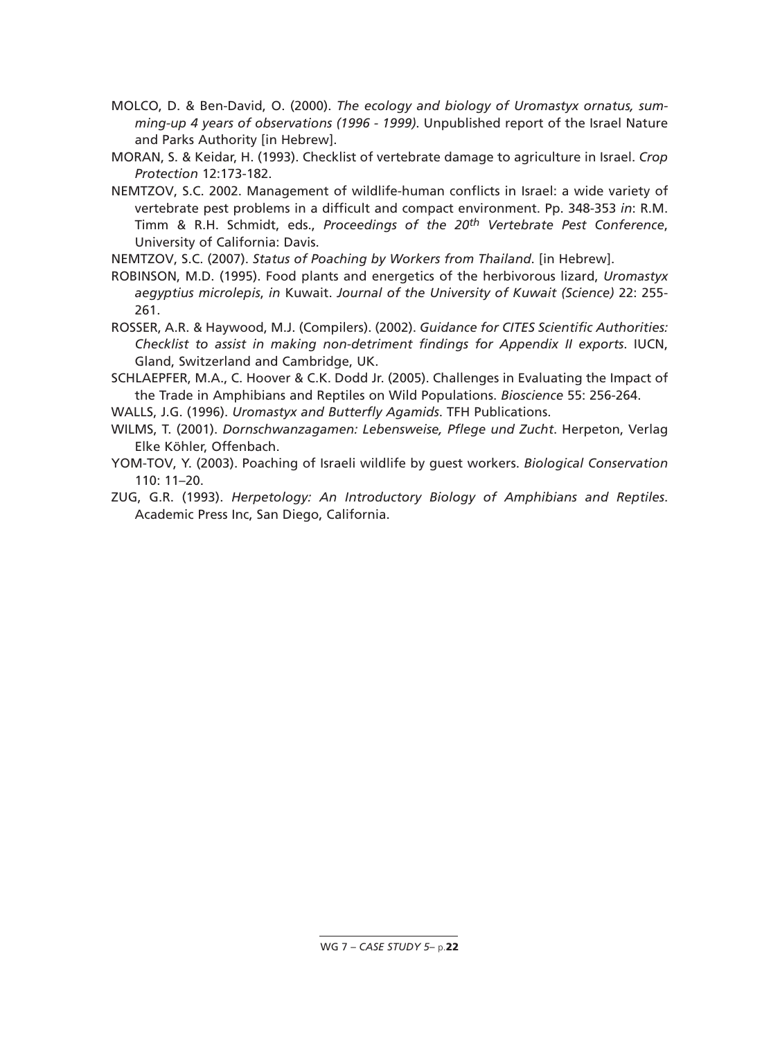MOLCO, D. & Ben-David, O. (2000). *The ecology and biology of Uromastyx ornatus, summing-up 4 years of observations (1996 - 1999)*. Unpublished report of the Israel Nature and Parks Authority [in Hebrew].

MORAN, S. & Keidar, H. (1993). Checklist of vertebrate damage to agriculture in Israel. *Crop Protection* 12:173-182.

NEMTZOV, S.C. 2002. Management of wildlife-human conflicts in Israel: a wide variety of vertebrate pest problems in a difficult and compact environment. Pp. 348-353 *in*: R.M. Timm & R.H. Schmidt, eds., *Proceedings of the 20th Vertebrate Pest Conference*, University of California: Davis.

NEMTZOV, S.C. (2007). *Status of Poaching by Workers from Thailand*. [in Hebrew].

ROBINSON, M.D. (1995). Food plants and energetics of the herbivorous lizard, *Uromastyx aegyptius microlepis*, *in* Kuwait. *Journal of the University of Kuwait (Science)* 22: 255-261.

ROSSER, A.R. & Haywood, M.J. (Compilers). (2002). *Guidance for CITES Scientific Authorities: Checklist to assist in making non-detriment findings for Appendix II exports*. IUCN, Gland, Switzerland and Cambridge, UK.

SCHLAEPFER, M.A., C. Hoover & C.K. Dodd Jr. (2005). Challenges in Evaluating the Impact of the Trade in Amphibians and Reptiles on Wild Populations. *Bioscience* 55: 256-264.

WALLS, J.G. (1996). *Uromastyx and Butterfly Agamids*. TFH Publications.

WILMS, T. (2001). *Dornschwanzagamen: Lebensweise, Pflege und Zucht*. Herpeton, Verlag Elke Köhler, Offenbach.

YOM-TOV, Y. (2003). Poaching of Israeli wildlife by guest workers. *Biological Conservation* 110: 11–20.

ZUG, G.R. (1993). *Herpetology: An Introductory Biology of Amphibians and Reptiles*. Academic Press Inc, San Diego, California.